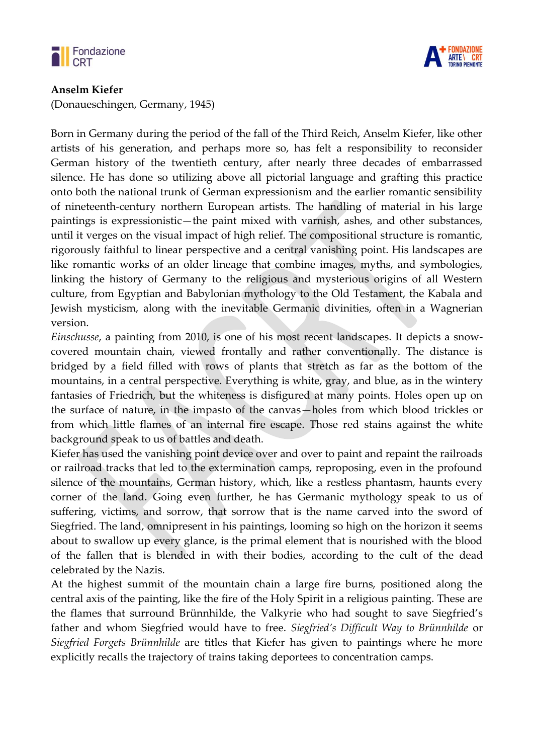**Anselm Kiefer**
(Donaueschingen, Germany, 1945)

Born in Germany during the period of the fall of the Third Reich, Anselm Kiefer, like other artists of his generation, and perhaps more so, has felt a responsibility to reconsider German history of the twentieth century, after nearly three decades of embarrassed silence. He has done so utilizing above all pictorial language and grafting this practice onto both the national trunk of German expressionism and the earlier romantic sensibility of nineteenth-century northern European artists. The handling of material in his large paintings is expressionistic—the paint mixed with varnish, ashes, and other substances, until it verges on the visual impact of high relief. The compositional structure is romantic, rigorously faithful to linear perspective and a central vanishing point. His landscapes are like romantic works of an older lineage that combine images, myths, and symbologies, linking the history of Germany to the religious and mysterious origins of all Western culture, from Egyptian and Babylonian mythology to the Old Testament, the Kabala and Jewish mysticism, along with the inevitable Germanic divinities, often in a Wagnerian version.

*Einschusse*, a painting from 2010, is one of his most recent landscapes. It depicts a snow-covered mountain chain, viewed frontally and rather conventionally. The distance is bridged by a field filled with rows of plants that stretch as far as the bottom of the mountains, in a central perspective. Everything is white, gray, and blue, as in the wintery fantasies of Friedrich, but the whiteness is disfigured at many points. Holes open up on the surface of nature, in the impasto of the canvas—holes from which blood trickles or from which little flames of an internal fire escape. Those red stains against the white background speak to us of battles and death.

Kiefer has used the vanishing point device over and over to paint and repaint the railroads or railroad tracks that led to the extermination camps, reproposing, even in the profound silence of the mountains, German history, which, like a restless phantasm, haunts every corner of the land. Going even further, he has Germanic mythology speak to us of suffering, victims, and sorrow, that sorrow that is the name carved into the sword of Siegfried. The land, omnipresent in his paintings, looming so high on the horizon it seems about to swallow up every glance, is the primal element that is nourished with the blood of the fallen that is blended in with their bodies, according to the cult of the dead celebrated by the Nazis.

At the highest summit of the mountain chain a large fire burns, positioned along the central axis of the painting, like the fire of the Holy Spirit in a religious painting. These are the flames that surround Brünnhilde, the Valkyrie who had sought to save Siegfried's father and whom Siegfried would have to free. *Siegfried's Difficult Way to Brünnhilde* or *Siegfried Forgets Brünnhilde* are titles that Kiefer has given to paintings where he more explicitly recalls the trajectory of trains taking deportees to concentration camps.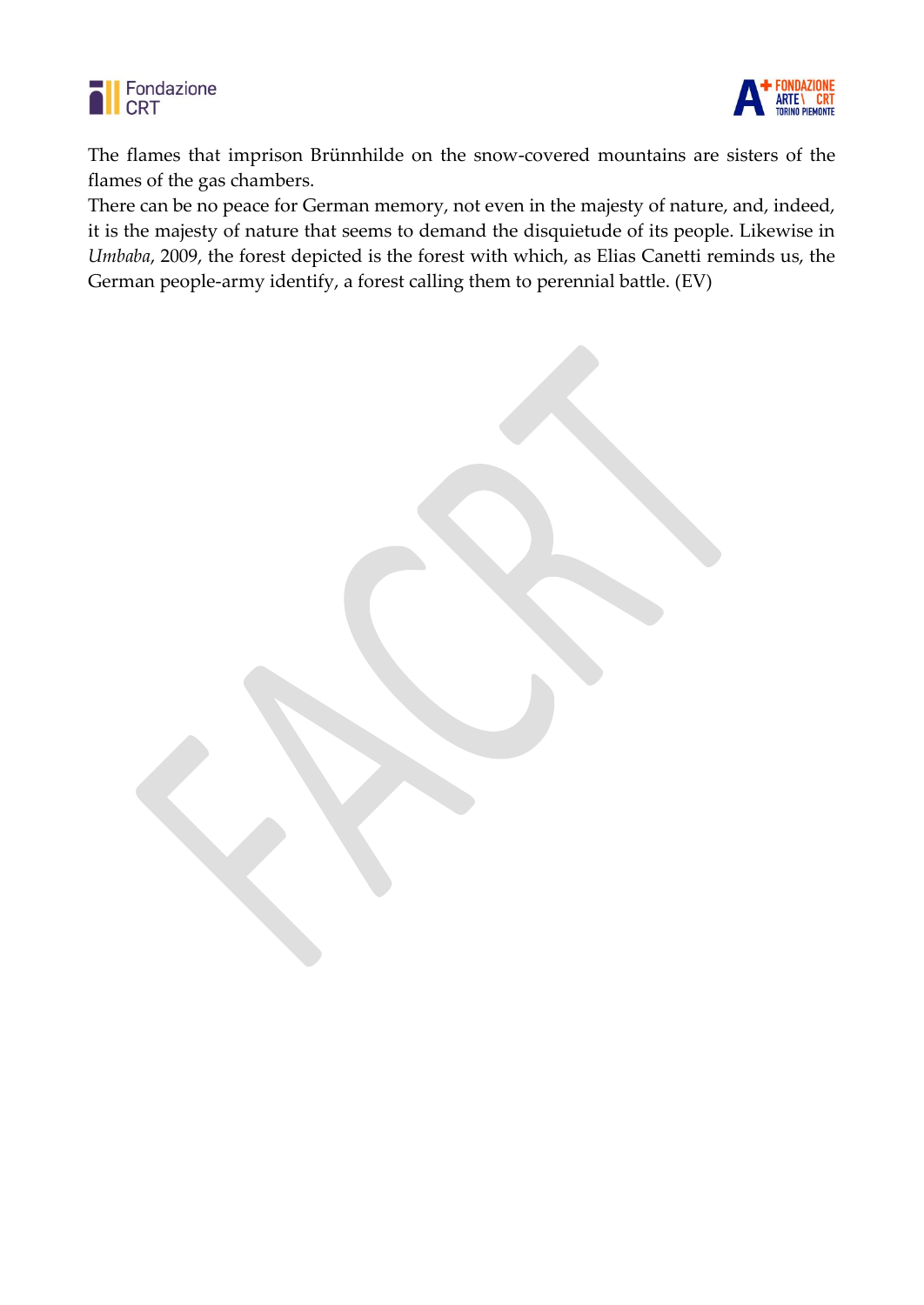The flames that imprison Brünnhilde on the snow-covered mountains are sisters of the flames of the gas chambers.

There can be no peace for German memory, not even in the majesty of nature, and, indeed, it is the majesty of nature that seems to demand the disquietude of its people. Likewise in *Umbaba*, 2009, the forest depicted is the forest with which, as Elias Canetti reminds us, the German people-army identify, a forest calling them to perennial battle. (EV)